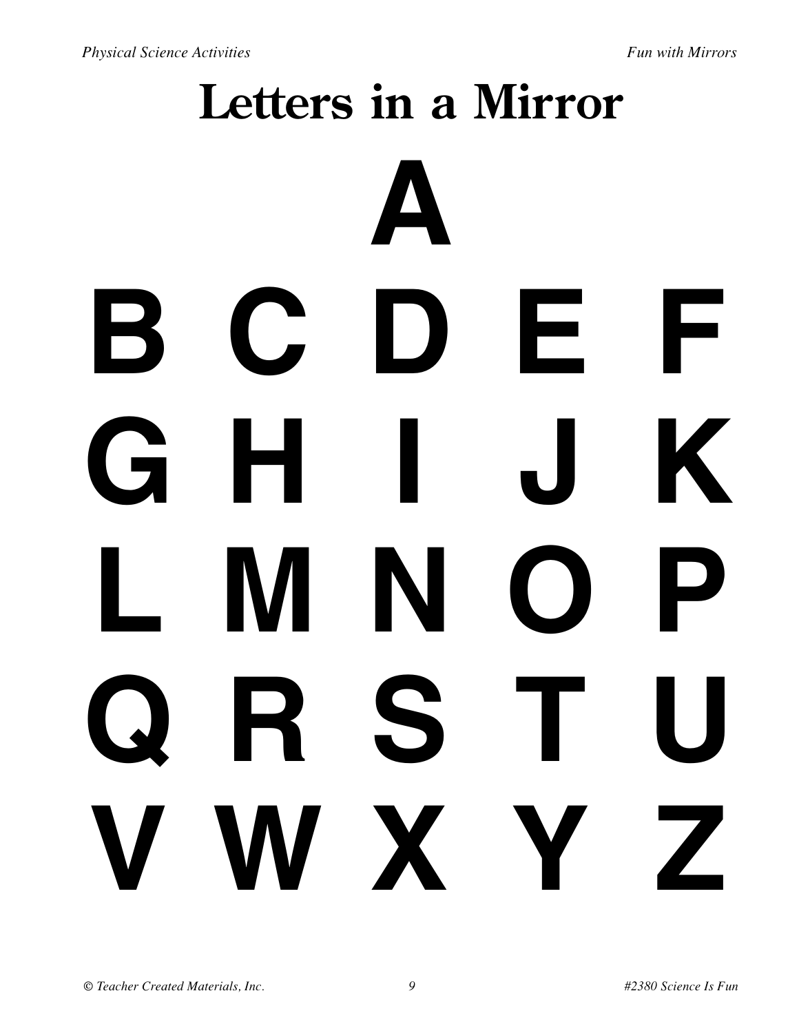# Letters in a Mirror

A

B C D E F

G H I J K

L M N O P

Q R S T U

V W X Y Z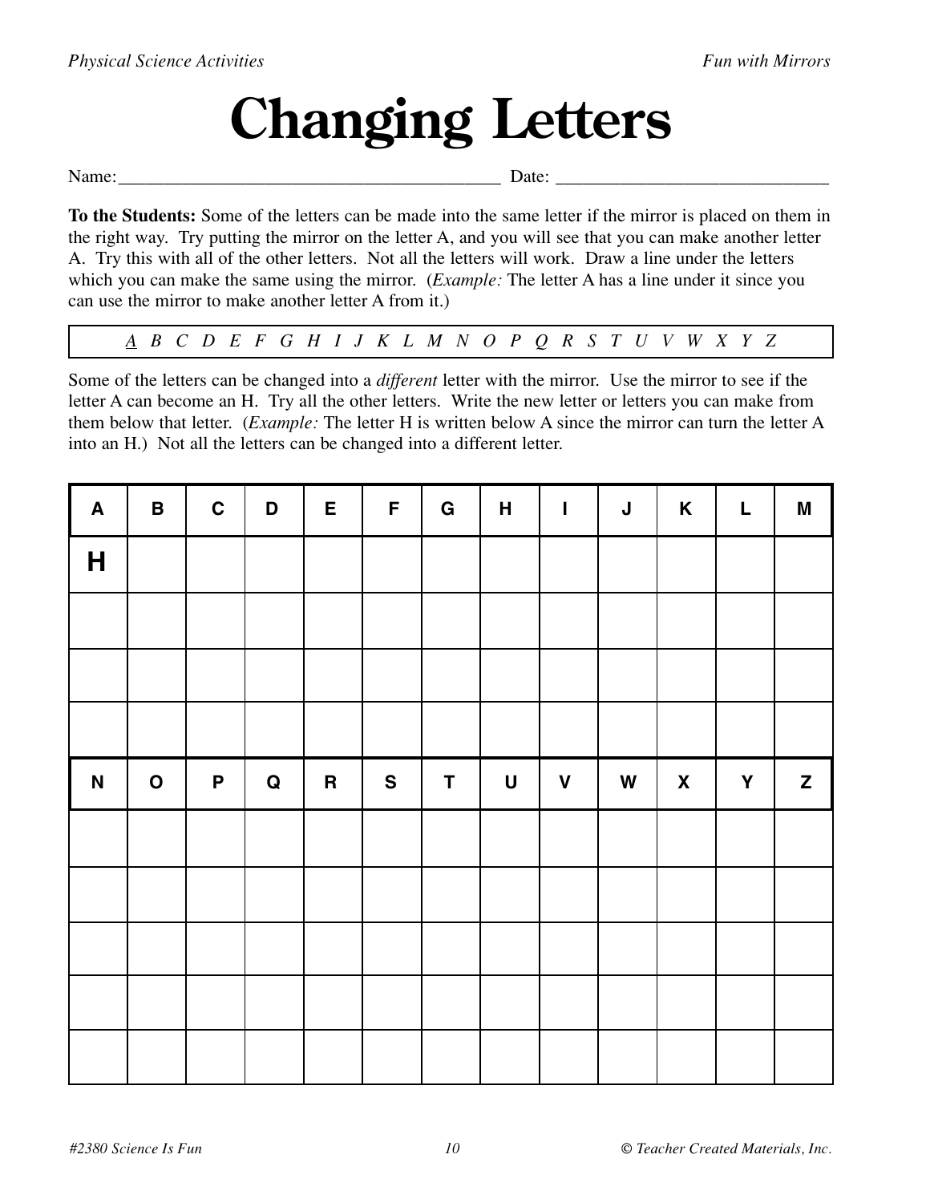# Changing Letters

Name:___________________________________________ Date: ______________________________

**To the Students:** Some of the letters can be made into the same letter if the mirror is placed on them in the right way. Try putting the mirror on the letter A, and you will see that you can make another letter A. Try this with all of the other letters. Not all the letters will work. Draw a line under the letters which you can make the same using the mirror. (*Example:* The letter A has a line under it since you can use the mirror to make another letter A from it.)

| *A* B C D E F G H I J K L M N O P Q R S T U V W X Y Z |
|---|

Some of the letters can be changed into a *different* letter with the mirror. Use the mirror to see if the letter A can become an H. Try all the other letters. Write the new letter or letters you can make from them below that letter. (*Example:* The letter H is written below A since the mirror can turn the letter A into an H.) Not all the letters can be changed into a different letter.

| A | B | C | D | E | F | G | H | I | J | K | L | M |
|---|---|---|---|---|---|---|---|---|---|---|---|---|
| H | | | | | | | | | | | | |
| | | | | | | | | | | | | |
| | | | | | | | | | | | | |
| | | | | | | | | | | | | |

| N | O | P | Q | R | S | T | U | V | W | X | Y | Z |
|---|---|---|---|---|---|---|---|---|---|---|---|---|
| | | | | | | | | | | | | |
| | | | | | | | | | | | | |
| | | | | | | | | | | | | |
| | | | | | | | | | | | | |
| | | | | | | | | | | | | |